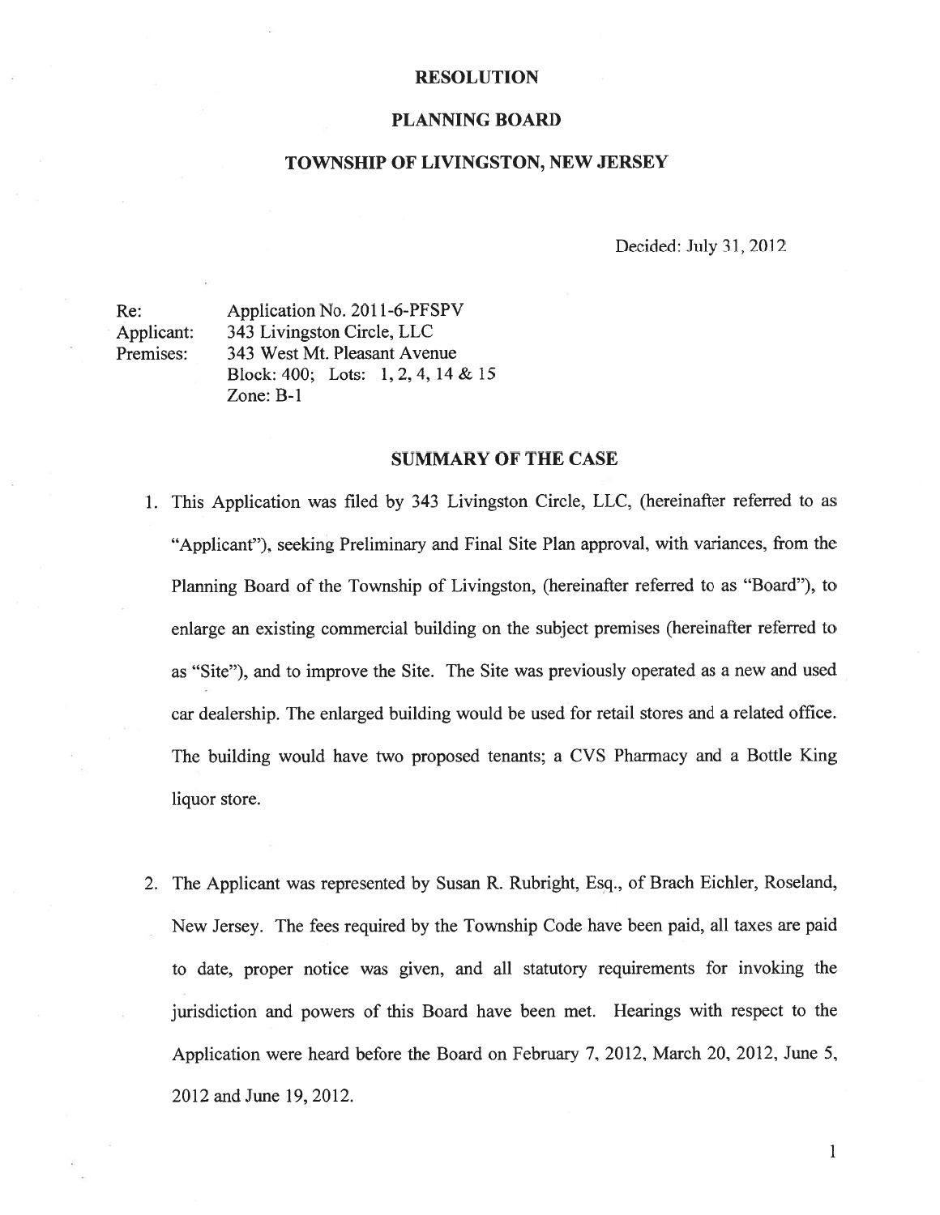# RESOLUTION

## PLANNING BOARD

## TOWNSHIP OF LIVINGSTON, NEW JERSEY

Decided: July 31, 2012

| | |
|---|---|
| Re: | Application No. 2011-6-PFSPV |
| Applicant: | 343 Livingston Circle, LLC |
| Premises: | 343 West Mt. Pleasant Avenue<br>Block: 400; Lots: 1, 2, 4, 14 & 15<br>Zone: B-1 |

## SUMMARY OF THE CASE

1. This Application was filed by 343 Livingston Circle, LLC, (hereinafter referred to as "Applicant"), seeking Preliminary and Final Site Plan approval, with variances, from the Planning Board of the Township of Livingston, (hereinafter referred to as "Board"), to enlarge an existing commercial building on the subject premises (hereinafter referred to as "Site"), and to improve the Site. The Site was previously operated as a new and used car dealership. The enlarged building would be used for retail stores and a related office. The building would have two proposed tenants; a CVS Pharmacy and a Bottle King liquor store.

2. The Applicant was represented by Susan R. Rubright, Esq., of Brach Eichler, Roseland, New Jersey. The fees required by the Township Code have been paid, all taxes are paid to date, proper notice was given, and all statutory requirements for invoking the jurisdiction and powers of this Board have been met. Hearings with respect to the Application were heard before the Board on February 7, 2012, March 20, 2012, June 5, 2012 and June 19, 2012.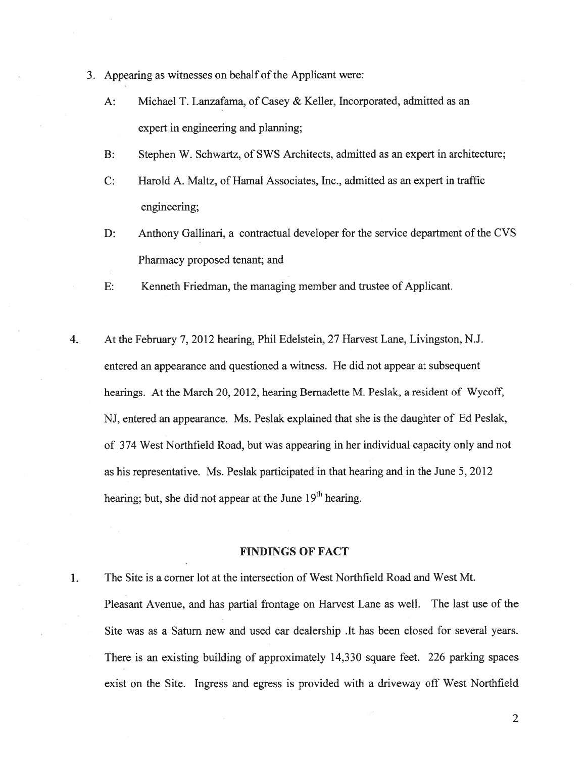3. Appearing as witnesses on behalf of the Applicant were:

   A: Michael T. Lanzafama, of Casey & Keller, Incorporated, admitted as an expert in engineering and planning;

   B: Stephen W. Schwartz, of SWS Architects, admitted as an expert in architecture;

   C: Harold A. Maltz, of Hamal Associates, Inc., admitted as an expert in traffic engineering;

   D: Anthony Gallinari, a contractual developer for the service department of the CVS Pharmacy proposed tenant; and

   E: Kenneth Friedman, the managing member and trustee of Applicant.

4. At the February 7, 2012 hearing, Phil Edelstein, 27 Harvest Lane, Livingston, N.J. entered an appearance and questioned a witness. He did not appear at subsequent hearings. At the March 20, 2012, hearing Bernadette M. Peslak, a resident of Wycoff, NJ, entered an appearance. Ms. Peslak explained that she is the daughter of Ed Peslak, of 374 West Northfield Road, but was appearing in her individual capacity only and not as his representative. Ms. Peslak participated in that hearing and in the June 5, 2012 hearing; but, she did not appear at the June 19th hearing.

## FINDINGS OF FACT

1. The Site is a corner lot at the intersection of West Northfield Road and West Mt. Pleasant Avenue, and has partial frontage on Harvest Lane as well. The last use of the Site was as a Saturn new and used car dealership .It has been closed for several years. There is an existing building of approximately 14,330 square feet. 226 parking spaces exist on the Site. Ingress and egress is provided with a driveway off West Northfield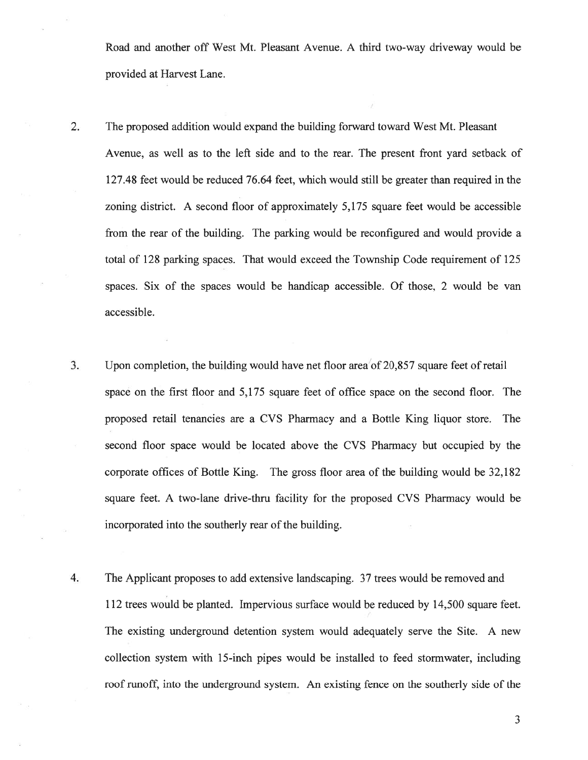Road and another off West Mt. Pleasant Avenue. A third two-way driveway would be provided at Harvest Lane.

2. The proposed addition would expand the building forward toward West Mt. Pleasant Avenue, as well as to the left side and to the rear. The present front yard setback of 127.48 feet would be reduced 76.64 feet, which would still be greater than required in the zoning district. A second floor of approximately 5,175 square feet would be accessible from the rear of the building. The parking would be reconfigured and would provide a total of 128 parking spaces. That would exceed the Township Code requirement of 125 spaces. Six of the spaces would be handicap accessible. Of those, 2 would be van accessible.

3. Upon completion, the building would have net floor area of 20,857 square feet of retail space on the first floor and 5,175 square feet of office space on the second floor. The proposed retail tenancies are a CVS Pharmacy and a Bottle King liquor store. The second floor space would be located above the CVS Pharmacy but occupied by the corporate offices of Bottle King. The gross floor area of the building would be 32,182 square feet. A two-lane drive-thru facility for the proposed CVS Pharmacy would be incorporated into the southerly rear of the building.

4. The Applicant proposes to add extensive landscaping. 37 trees would be removed and 112 trees would be planted. Impervious surface would be reduced by 14,500 square feet. The existing underground detention system would adequately serve the Site. A new collection system with 15-inch pipes would be installed to feed stormwater, including roof runoff, into the underground system. An existing fence on the southerly side of the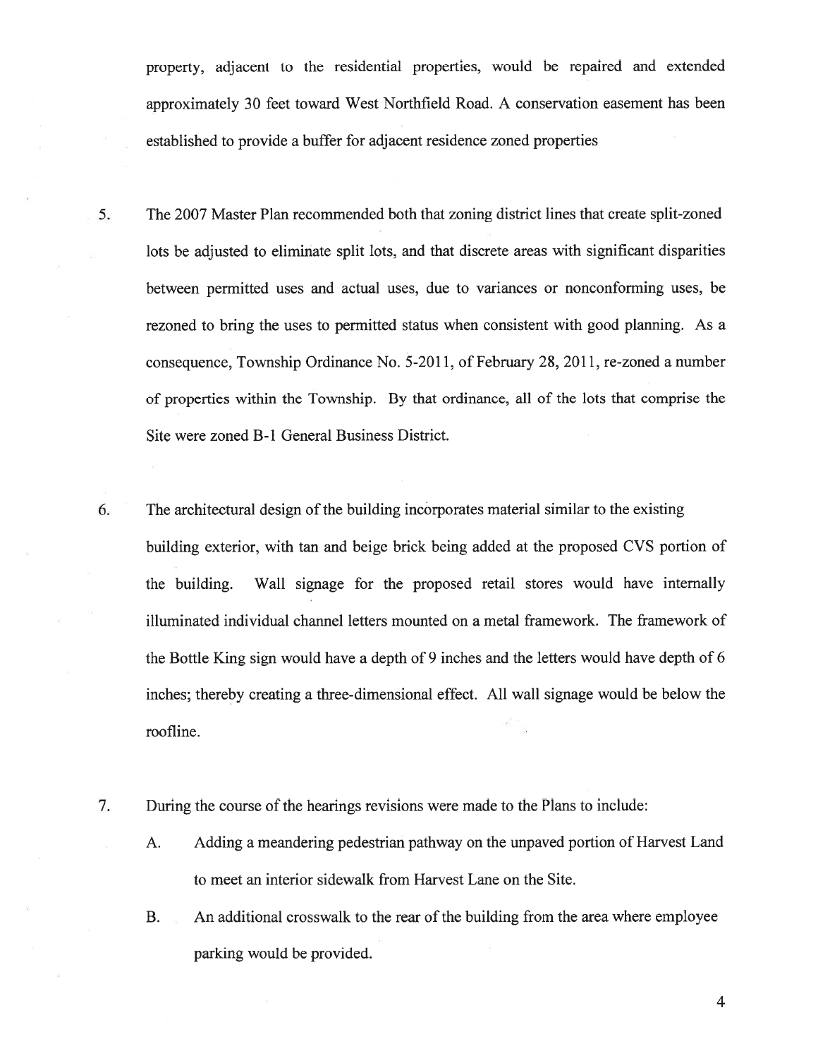property, adjacent to the residential properties, would be repaired and extended approximately 30 feet toward West Northfield Road. A conservation easement has been established to provide a buffer for adjacent residence zoned properties

5. The 2007 Master Plan recommended both that zoning district lines that create split-zoned lots be adjusted to eliminate split lots, and that discrete areas with significant disparities between permitted uses and actual uses, due to variances or nonconforming uses, be rezoned to bring the uses to permitted status when consistent with good planning. As a consequence, Township Ordinance No. 5-2011, of February 28, 2011, re-zoned a number of properties within the Township. By that ordinance, all of the lots that comprise the Site were zoned B-1 General Business District.

6. The architectural design of the building incorporates material similar to the existing building exterior, with tan and beige brick being added at the proposed CVS portion of the building. Wall signage for the proposed retail stores would have internally illuminated individual channel letters mounted on a metal framework. The framework of the Bottle King sign would have a depth of 9 inches and the letters would have depth of 6 inches; thereby creating a three-dimensional effect. All wall signage would be below the roofline.

7. During the course of the hearings revisions were made to the Plans to include:

   A. Adding a meandering pedestrian pathway on the unpaved portion of Harvest Land to meet an interior sidewalk from Harvest Lane on the Site.

   B. An additional crosswalk to the rear of the building from the area where employee parking would be provided.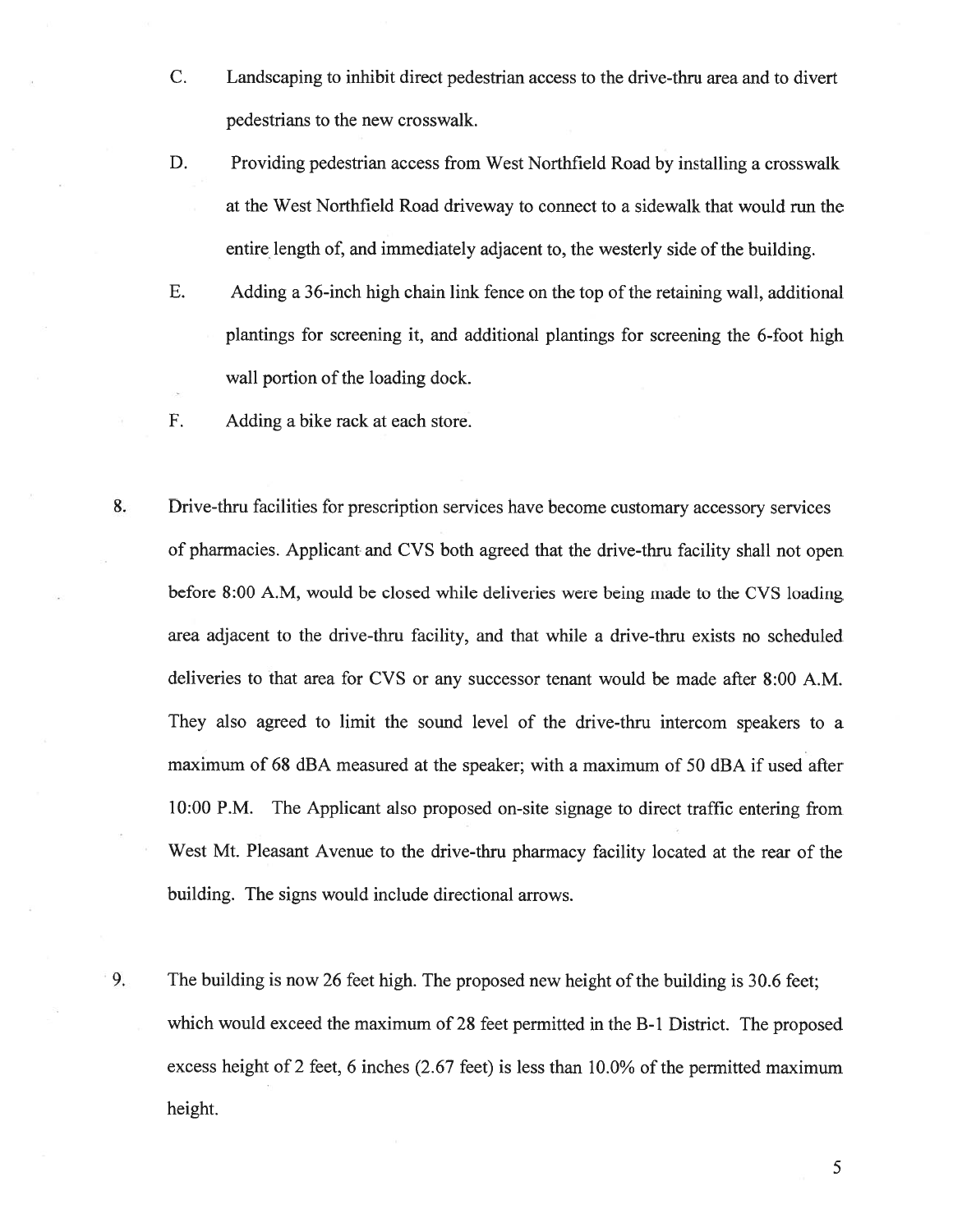C. Landscaping to inhibit direct pedestrian access to the drive-thru area and to divert pedestrians to the new crosswalk.

D. Providing pedestrian access from West Northfield Road by installing a crosswalk at the West Northfield Road driveway to connect to a sidewalk that would run the entire length of, and immediately adjacent to, the westerly side of the building.

E. Adding a 36-inch high chain link fence on the top of the retaining wall, additional plantings for screening it, and additional plantings for screening the 6-foot high wall portion of the loading dock.

F. Adding a bike rack at each store.

8. Drive-thru facilities for prescription services have become customary accessory services of pharmacies. Applicant and CVS both agreed that the drive-thru facility shall not open before 8:00 A.M, would be closed while deliveries were being made to the CVS loading area adjacent to the drive-thru facility, and that while a drive-thru exists no scheduled deliveries to that area for CVS or any successor tenant would be made after 8:00 A.M. They also agreed to limit the sound level of the drive-thru intercom speakers to a maximum of 68 dBA measured at the speaker; with a maximum of 50 dBA if used after 10:00 P.M. The Applicant also proposed on-site signage to direct traffic entering from West Mt. Pleasant Avenue to the drive-thru pharmacy facility located at the rear of the building. The signs would include directional arrows.

9. The building is now 26 feet high. The proposed new height of the building is 30.6 feet; which would exceed the maximum of 28 feet permitted in the B-1 District. The proposed excess height of 2 feet, 6 inches (2.67 feet) is less than 10.0% of the permitted maximum height.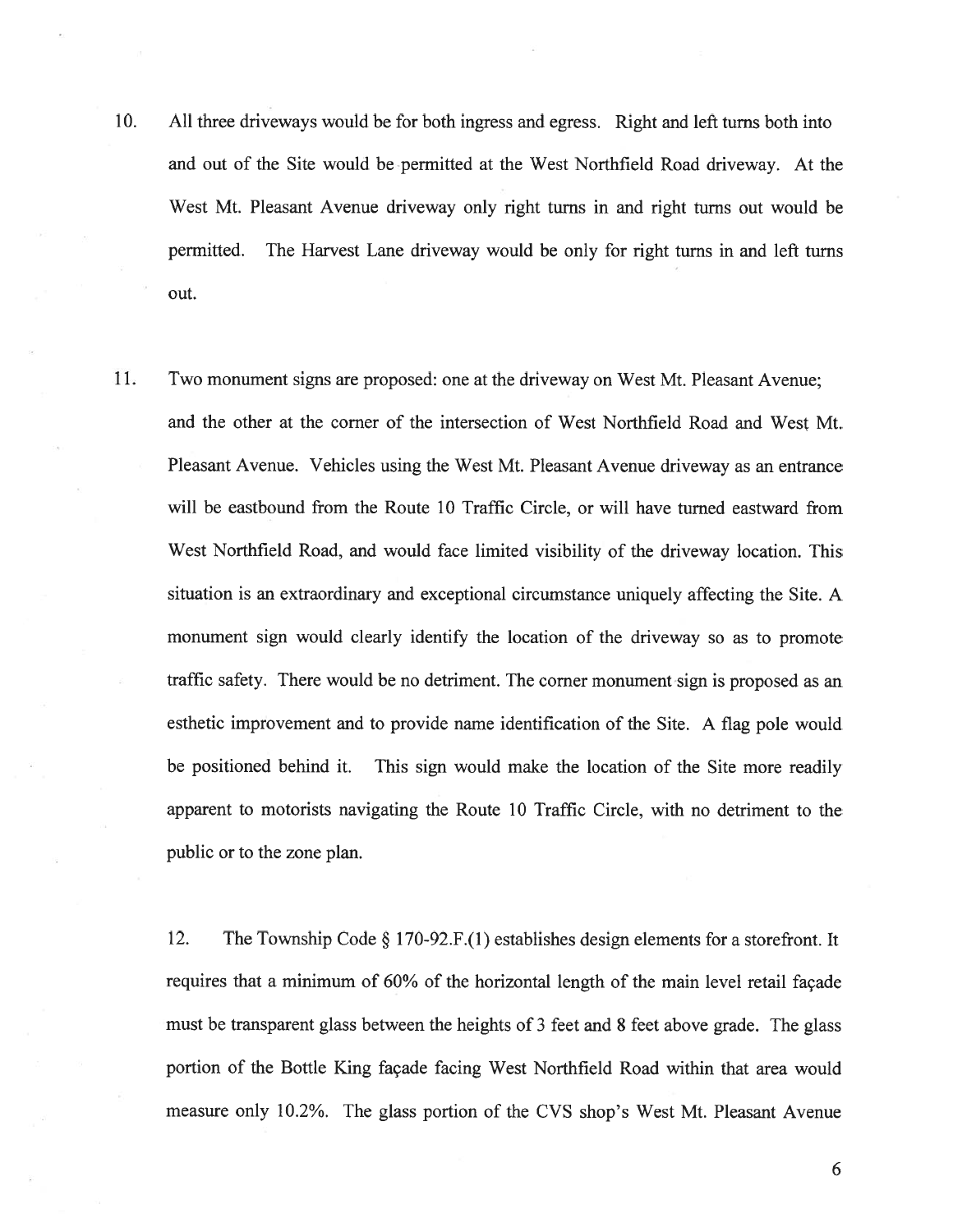10. All three driveways would be for both ingress and egress. Right and left turns both into and out of the Site would be permitted at the West Northfield Road driveway. At the West Mt. Pleasant Avenue driveway only right turns in and right turns out would be permitted. The Harvest Lane driveway would be only for right turns in and left turns out.

11. Two monument signs are proposed: one at the driveway on West Mt. Pleasant Avenue; and the other at the corner of the intersection of West Northfield Road and West Mt. Pleasant Avenue. Vehicles using the West Mt. Pleasant Avenue driveway as an entrance will be eastbound from the Route 10 Traffic Circle, or will have turned eastward from West Northfield Road, and would face limited visibility of the driveway location. This situation is an extraordinary and exceptional circumstance uniquely affecting the Site. A monument sign would clearly identify the location of the driveway so as to promote traffic safety. There would be no detriment. The corner monument sign is proposed as an esthetic improvement and to provide name identification of the Site. A flag pole would be positioned behind it. This sign would make the location of the Site more readily apparent to motorists navigating the Route 10 Traffic Circle, with no detriment to the public or to the zone plan.

12. The Township Code § 170-92.F.(1) establishes design elements for a storefront. It requires that a minimum of 60% of the horizontal length of the main level retail façade must be transparent glass between the heights of 3 feet and 8 feet above grade. The glass portion of the Bottle King façade facing West Northfield Road within that area would measure only 10.2%. The glass portion of the CVS shop's West Mt. Pleasant Avenue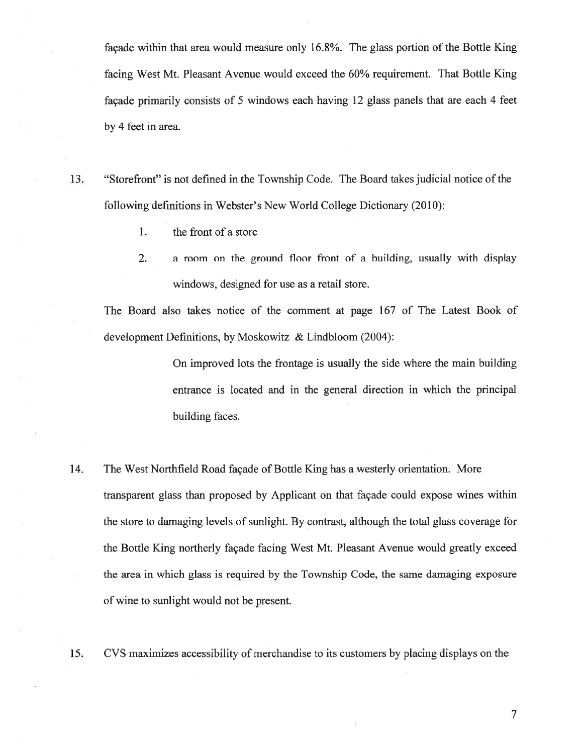façade within that area would measure only 16.8%. The glass portion of the Bottle King facing West Mt. Pleasant Avenue would exceed the 60% requirement. That Bottle King façade primarily consists of 5 windows each having 12 glass panels that are each 4 feet by 4 feet in area.

13. "Storefront" is not defined in the Township Code. The Board takes judicial notice of the following definitions in Webster's New World College Dictionary (2010):

    1. the front of a store
    2. a room on the ground floor front of a building, usually with display windows, designed for use as a retail store.

    The Board also takes notice of the comment at page 167 of The Latest Book of development Definitions, by Moskowitz & Lindbloom (2004):

    > On improved lots the frontage is usually the side where the main building entrance is located and in the general direction in which the principal building faces.

14. The West Northfield Road façade of Bottle King has a westerly orientation. More transparent glass than proposed by Applicant on that façade could expose wines within the store to damaging levels of sunlight. By contrast, although the total glass coverage for the Bottle King northerly façade facing West Mt. Pleasant Avenue would greatly exceed the area in which glass is required by the Township Code, the same damaging exposure of wine to sunlight would not be present.

15. CVS maximizes accessibility of merchandise to its customers by placing displays on the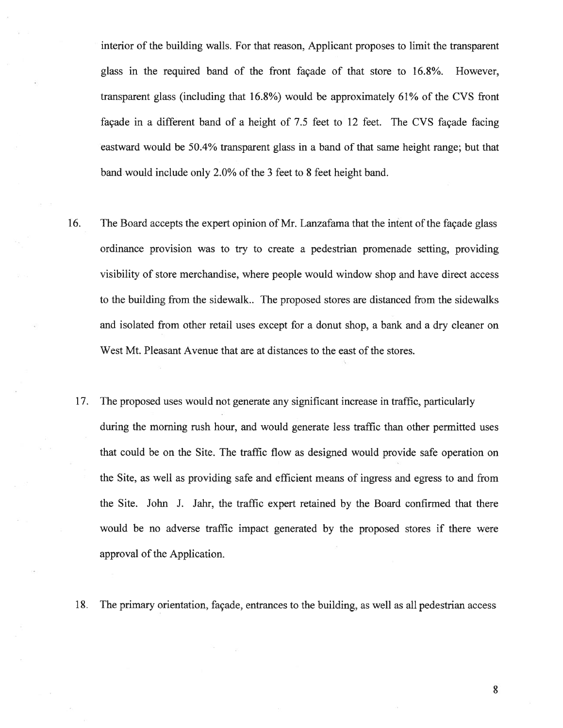interior of the building walls. For that reason, Applicant proposes to limit the transparent glass in the required band of the front façade of that store to 16.8%. However, transparent glass (including that 16.8%) would be approximately 61% of the CVS front façade in a different band of a height of 7.5 feet to 12 feet. The CVS façade facing eastward would be 50.4% transparent glass in a band of that same height range; but that band would include only 2.0% of the 3 feet to 8 feet height band.

16. The Board accepts the expert opinion of Mr. Lanzafama that the intent of the façade glass ordinance provision was to try to create a pedestrian promenade setting, providing visibility of store merchandise, where people would window shop and have direct access to the building from the sidewalk.. The proposed stores are distanced from the sidewalks and isolated from other retail uses except for a donut shop, a bank and a dry cleaner on West Mt. Pleasant Avenue that are at distances to the east of the stores.

17. The proposed uses would not generate any significant increase in traffic, particularly during the morning rush hour, and would generate less traffic than other permitted uses that could be on the Site. The traffic flow as designed would provide safe operation on the Site, as well as providing safe and efficient means of ingress and egress to and from the Site. John J. Jahr, the traffic expert retained by the Board confirmed that there would be no adverse traffic impact generated by the proposed stores if there were approval of the Application.

18. The primary orientation, façade, entrances to the building, as well as all pedestrian access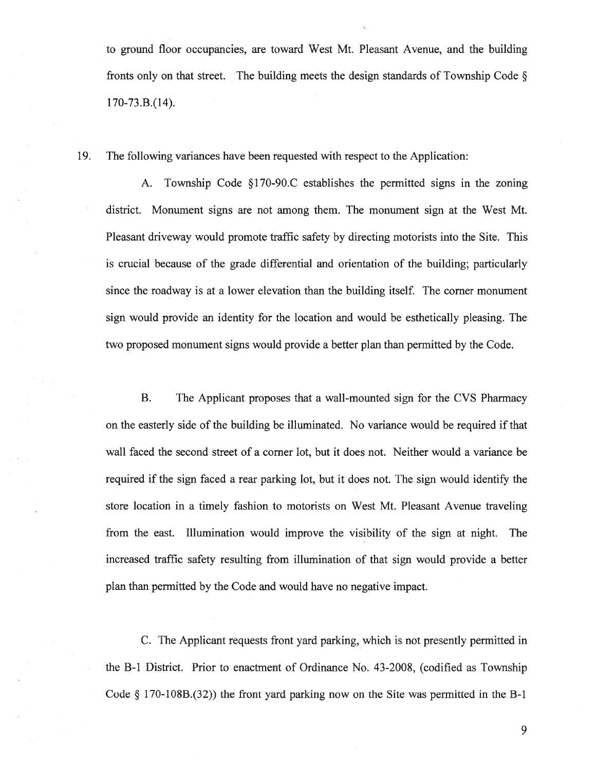to ground floor occupancies, are toward West Mt. Pleasant Avenue, and the building fronts only on that street. The building meets the design standards of Township Code § 170-73.B.(14).

19. The following variances have been requested with respect to the Application:

A. Township Code §170-90.C establishes the permitted signs in the zoning district. Monument signs are not among them. The monument sign at the West Mt. Pleasant driveway would promote traffic safety by directing motorists into the Site. This is crucial because of the grade differential and orientation of the building; particularly since the roadway is at a lower elevation than the building itself. The corner monument sign would provide an identity for the location and would be esthetically pleasing. The two proposed monument signs would provide a better plan than permitted by the Code.

B. The Applicant proposes that a wall-mounted sign for the CVS Pharmacy on the easterly side of the building be illuminated. No variance would be required if that wall faced the second street of a corner lot, but it does not. Neither would a variance be required if the sign faced a rear parking lot, but it does not. The sign would identify the store location in a timely fashion to motorists on West Mt. Pleasant Avenue traveling from the east. Illumination would improve the visibility of the sign at night. The increased traffic safety resulting from illumination of that sign would provide a better plan than permitted by the Code and would have no negative impact.

C. The Applicant requests front yard parking, which is not presently permitted in the B-1 District. Prior to enactment of Ordinance No. 43-2008, (codified as Township Code § 170-108B.(32)) the front yard parking now on the Site was permitted in the B-1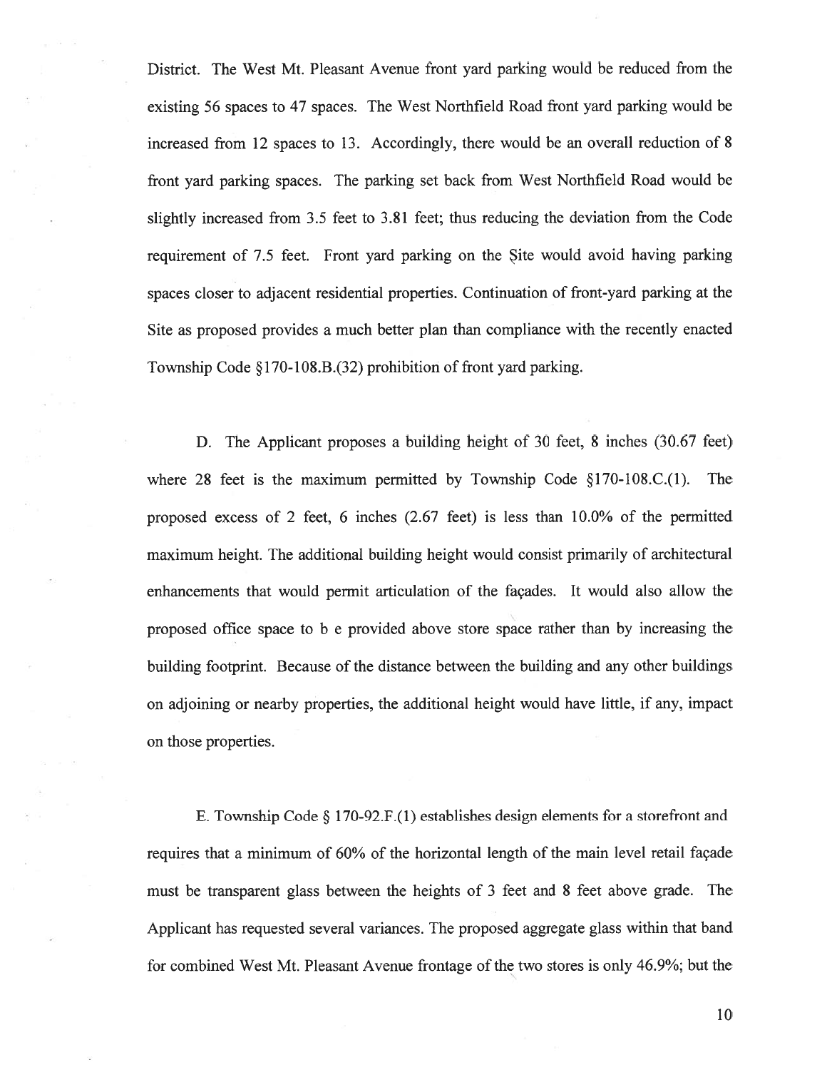District. The West Mt. Pleasant Avenue front yard parking would be reduced from the existing 56 spaces to 47 spaces. The West Northfield Road front yard parking would be increased from 12 spaces to 13. Accordingly, there would be an overall reduction of 8 front yard parking spaces. The parking set back from West Northfield Road would be slightly increased from 3.5 feet to 3.81 feet; thus reducing the deviation from the Code requirement of 7.5 feet. Front yard parking on the Site would avoid having parking spaces closer to adjacent residential properties. Continuation of front-yard parking at the Site as proposed provides a much better plan than compliance with the recently enacted Township Code §170-108.B.(32) prohibition of front yard parking.

D. The Applicant proposes a building height of 30 feet, 8 inches (30.67 feet) where 28 feet is the maximum permitted by Township Code §170-108.C.(1). The proposed excess of 2 feet, 6 inches (2.67 feet) is less than 10.0% of the permitted maximum height. The additional building height would consist primarily of architectural enhancements that would permit articulation of the façades. It would also allow the proposed office space to b e provided above store space rather than by increasing the building footprint. Because of the distance between the building and any other buildings on adjoining or nearby properties, the additional height would have little, if any, impact on those properties.

E. Township Code § 170-92.F.(1) establishes design elements for a storefront and requires that a minimum of 60% of the horizontal length of the main level retail façade must be transparent glass between the heights of 3 feet and 8 feet above grade. The Applicant has requested several variances. The proposed aggregate glass within that band for combined West Mt. Pleasant Avenue frontage of the two stores is only 46.9%; but the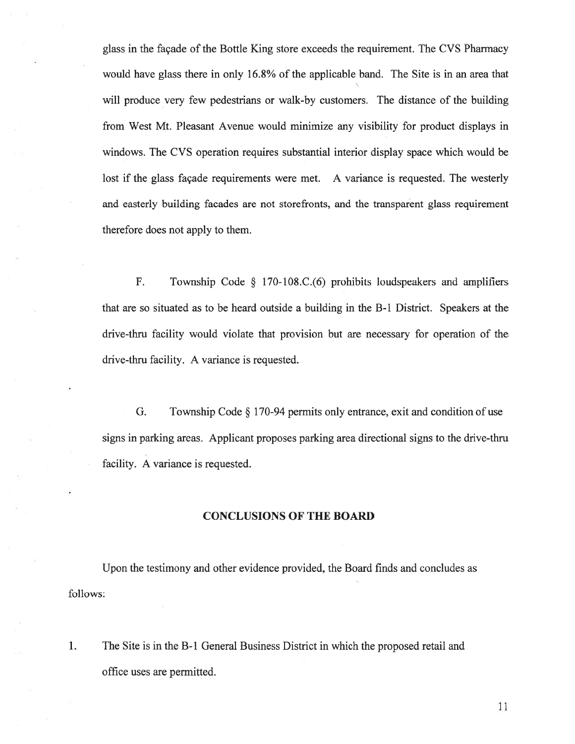glass in the façade of the Bottle King store exceeds the requirement. The CVS Pharmacy would have glass there in only 16.8% of the applicable band. The Site is in an area that will produce very few pedestrians or walk-by customers. The distance of the building from West Mt. Pleasant Avenue would minimize any visibility for product displays in windows. The CVS operation requires substantial interior display space which would be lost if the glass façade requirements were met. A variance is requested. The westerly and easterly building facades are not storefronts, and the transparent glass requirement therefore does not apply to them.

F. Township Code § 170-108.C.(6) prohibits loudspeakers and amplifiers that are so situated as to be heard outside a building in the B-1 District. Speakers at the drive-thru facility would violate that provision but are necessary for operation of the drive-thru facility. A variance is requested.

G. Township Code § 170-94 permits only entrance, exit and condition of use signs in parking areas. Applicant proposes parking area directional signs to the drive-thru facility. A variance is requested.

## CONCLUSIONS OF THE BOARD

Upon the testimony and other evidence provided, the Board finds and concludes as follows:

1. The Site is in the B-1 General Business District in which the proposed retail and office uses are permitted.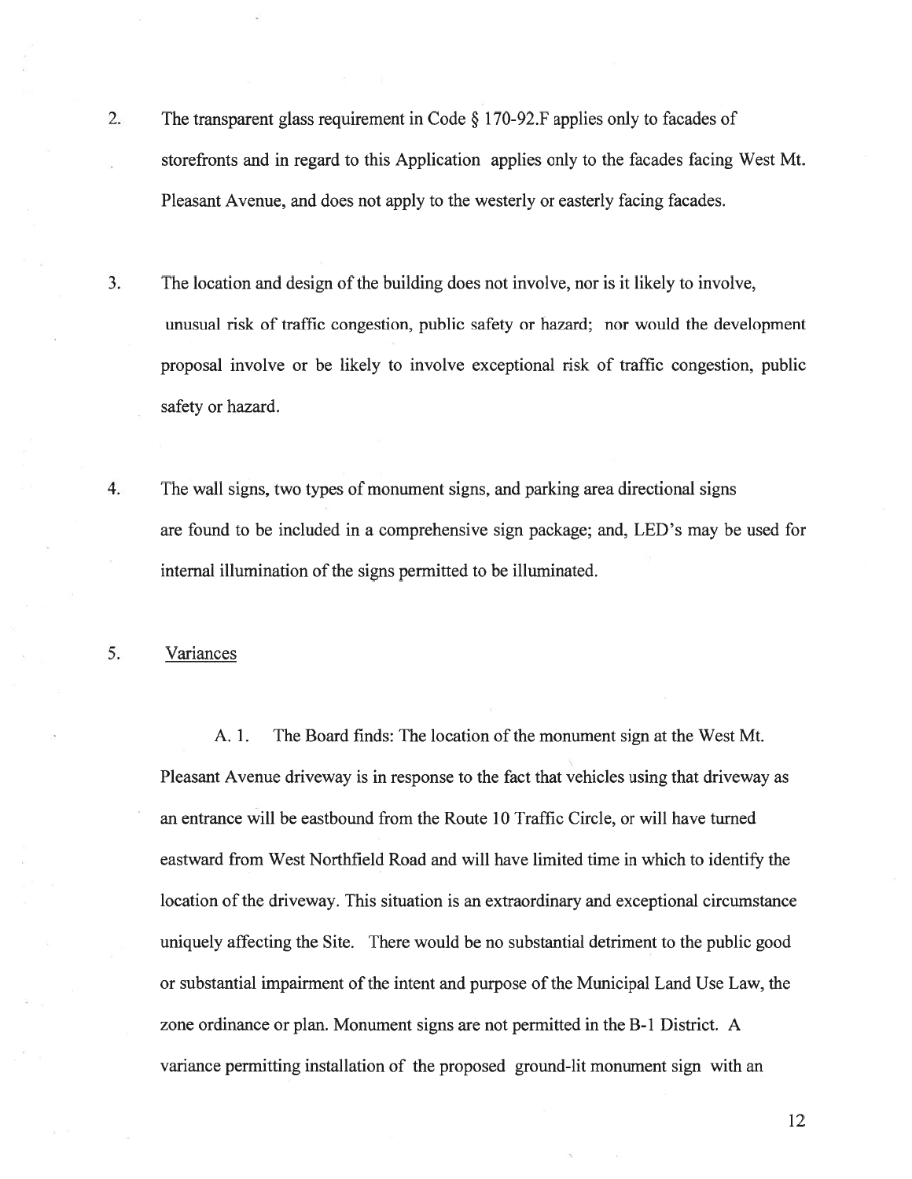2. The transparent glass requirement in Code § 170-92.F applies only to facades of storefronts and in regard to this Application applies only to the facades facing West Mt. Pleasant Avenue, and does not apply to the westerly or easterly facing facades.

3. The location and design of the building does not involve, nor is it likely to involve, unusual risk of traffic congestion, public safety or hazard; nor would the development proposal involve or be likely to involve exceptional risk of traffic congestion, public safety or hazard.

4. The wall signs, two types of monument signs, and parking area directional signs are found to be included in a comprehensive sign package; and, LED's may be used for internal illumination of the signs permitted to be illuminated.

5. Variances

A. 1. The Board finds: The location of the monument sign at the West Mt. Pleasant Avenue driveway is in response to the fact that vehicles using that driveway as an entrance will be eastbound from the Route 10 Traffic Circle, or will have turned eastward from West Northfield Road and will have limited time in which to identify the location of the driveway. This situation is an extraordinary and exceptional circumstance uniquely affecting the Site. There would be no substantial detriment to the public good or substantial impairment of the intent and purpose of the Municipal Land Use Law, the zone ordinance or plan. Monument signs are not permitted in the B-1 District. A variance permitting installation of the proposed ground-lit monument sign with an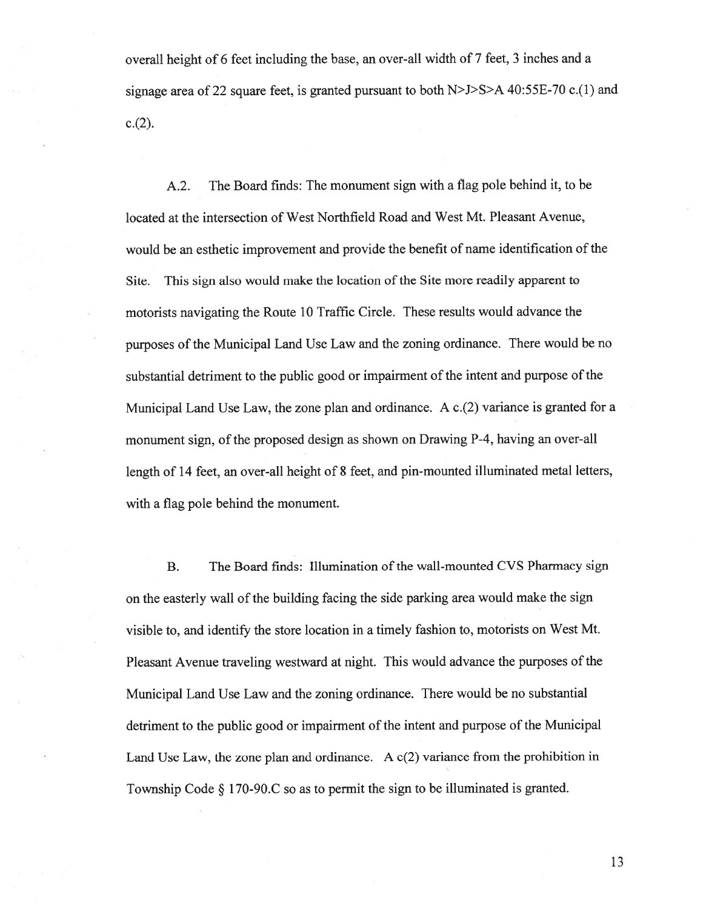overall height of 6 feet including the base, an over-all width of 7 feet, 3 inches and a signage area of 22 square feet, is granted pursuant to both N>J>S>A 40:55E-70 c.(1) and c.(2).

A.2. The Board finds: The monument sign with a flag pole behind it, to be located at the intersection of West Northfield Road and West Mt. Pleasant Avenue, would be an esthetic improvement and provide the benefit of name identification of the Site. This sign also would make the location of the Site more readily apparent to motorists navigating the Route 10 Traffic Circle. These results would advance the purposes of the Municipal Land Use Law and the zoning ordinance. There would be no substantial detriment to the public good or impairment of the intent and purpose of the Municipal Land Use Law, the zone plan and ordinance. A c.(2) variance is granted for a monument sign, of the proposed design as shown on Drawing P-4, having an over-all length of 14 feet, an over-all height of 8 feet, and pin-mounted illuminated metal letters, with a flag pole behind the monument.

B. The Board finds: Illumination of the wall-mounted CVS Pharmacy sign on the easterly wall of the building facing the side parking area would make the sign visible to, and identify the store location in a timely fashion to, motorists on West Mt. Pleasant Avenue traveling westward at night. This would advance the purposes of the Municipal Land Use Law and the zoning ordinance. There would be no substantial detriment to the public good or impairment of the intent and purpose of the Municipal Land Use Law, the zone plan and ordinance. A c(2) variance from the prohibition in Township Code § 170-90.C so as to permit the sign to be illuminated is granted.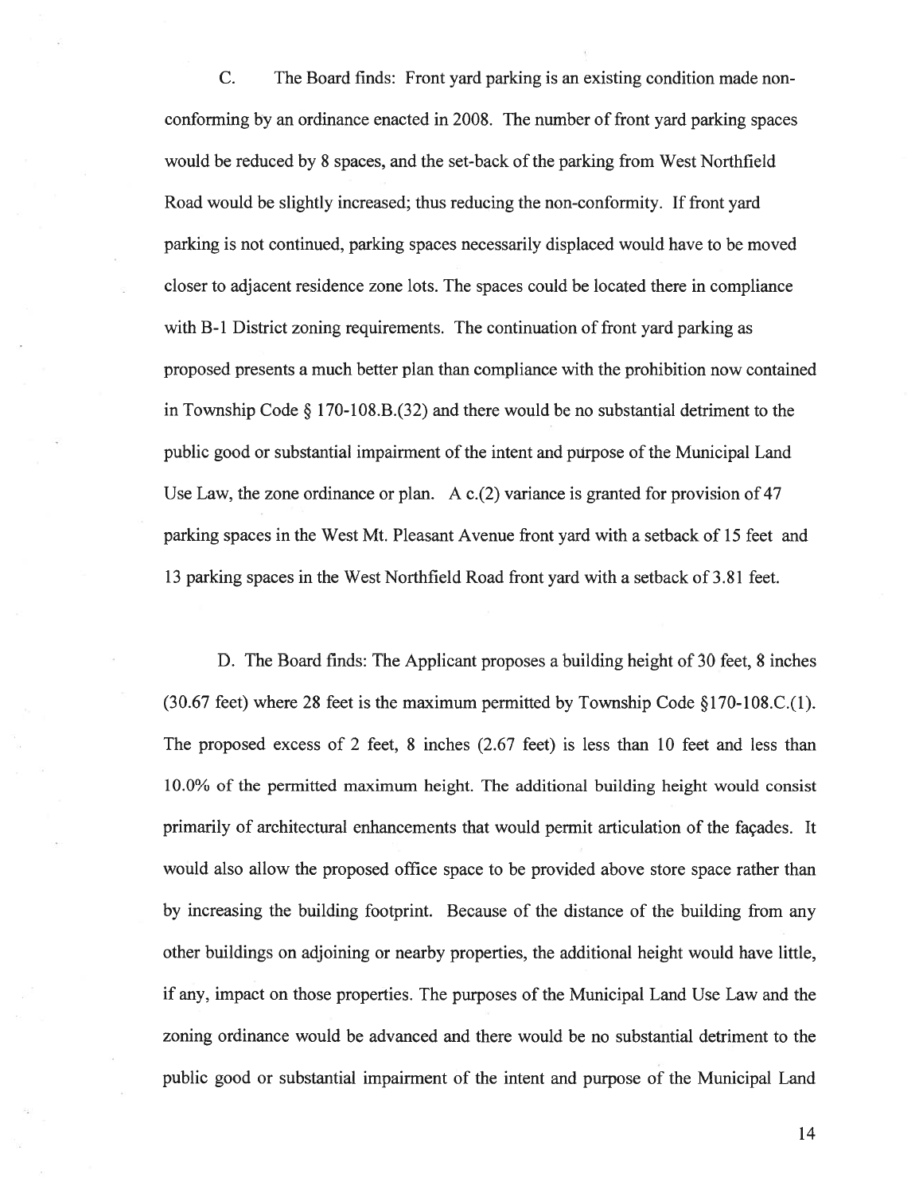C. The Board finds: Front yard parking is an existing condition made non-conforming by an ordinance enacted in 2008. The number of front yard parking spaces would be reduced by 8 spaces, and the set-back of the parking from West Northfield Road would be slightly increased; thus reducing the non-conformity. If front yard parking is not continued, parking spaces necessarily displaced would have to be moved closer to adjacent residence zone lots. The spaces could be located there in compliance with B-1 District zoning requirements. The continuation of front yard parking as proposed presents a much better plan than compliance with the prohibition now contained in Township Code § 170-108.B.(32) and there would be no substantial detriment to the public good or substantial impairment of the intent and purpose of the Municipal Land Use Law, the zone ordinance or plan. A c.(2) variance is granted for provision of 47 parking spaces in the West Mt. Pleasant Avenue front yard with a setback of 15 feet and 13 parking spaces in the West Northfield Road front yard with a setback of 3.81 feet.

D. The Board finds: The Applicant proposes a building height of 30 feet, 8 inches (30.67 feet) where 28 feet is the maximum permitted by Township Code §170-108.C.(1). The proposed excess of 2 feet, 8 inches (2.67 feet) is less than 10 feet and less than 10.0% of the permitted maximum height. The additional building height would consist primarily of architectural enhancements that would permit articulation of the façades. It would also allow the proposed office space to be provided above store space rather than by increasing the building footprint. Because of the distance of the building from any other buildings on adjoining or nearby properties, the additional height would have little, if any, impact on those properties. The purposes of the Municipal Land Use Law and the zoning ordinance would be advanced and there would be no substantial detriment to the public good or substantial impairment of the intent and purpose of the Municipal Land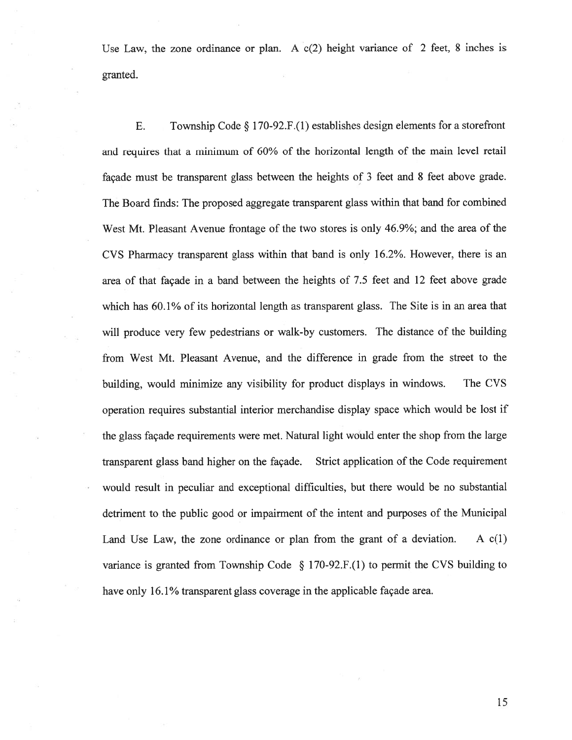Use Law, the zone ordinance or plan. A c(2) height variance of 2 feet, 8 inches is granted.

E. Township Code § 170-92.F.(1) establishes design elements for a storefront and requires that a minimum of 60% of the horizontal length of the main level retail façade must be transparent glass between the heights of 3 feet and 8 feet above grade. The Board finds: The proposed aggregate transparent glass within that band for combined West Mt. Pleasant Avenue frontage of the two stores is only 46.9%; and the area of the CVS Pharmacy transparent glass within that band is only 16.2%. However, there is an area of that façade in a band between the heights of 7.5 feet and 12 feet above grade which has 60.1% of its horizontal length as transparent glass. The Site is in an area that will produce very few pedestrians or walk-by customers. The distance of the building from West Mt. Pleasant Avenue, and the difference in grade from the street to the building, would minimize any visibility for product displays in windows. The CVS operation requires substantial interior merchandise display space which would be lost if the glass façade requirements were met. Natural light would enter the shop from the large transparent glass band higher on the façade. Strict application of the Code requirement would result in peculiar and exceptional difficulties, but there would be no substantial detriment to the public good or impairment of the intent and purposes of the Municipal Land Use Law, the zone ordinance or plan from the grant of a deviation. A c(1) variance is granted from Township Code § 170-92.F.(1) to permit the CVS building to have only 16.1% transparent glass coverage in the applicable façade area.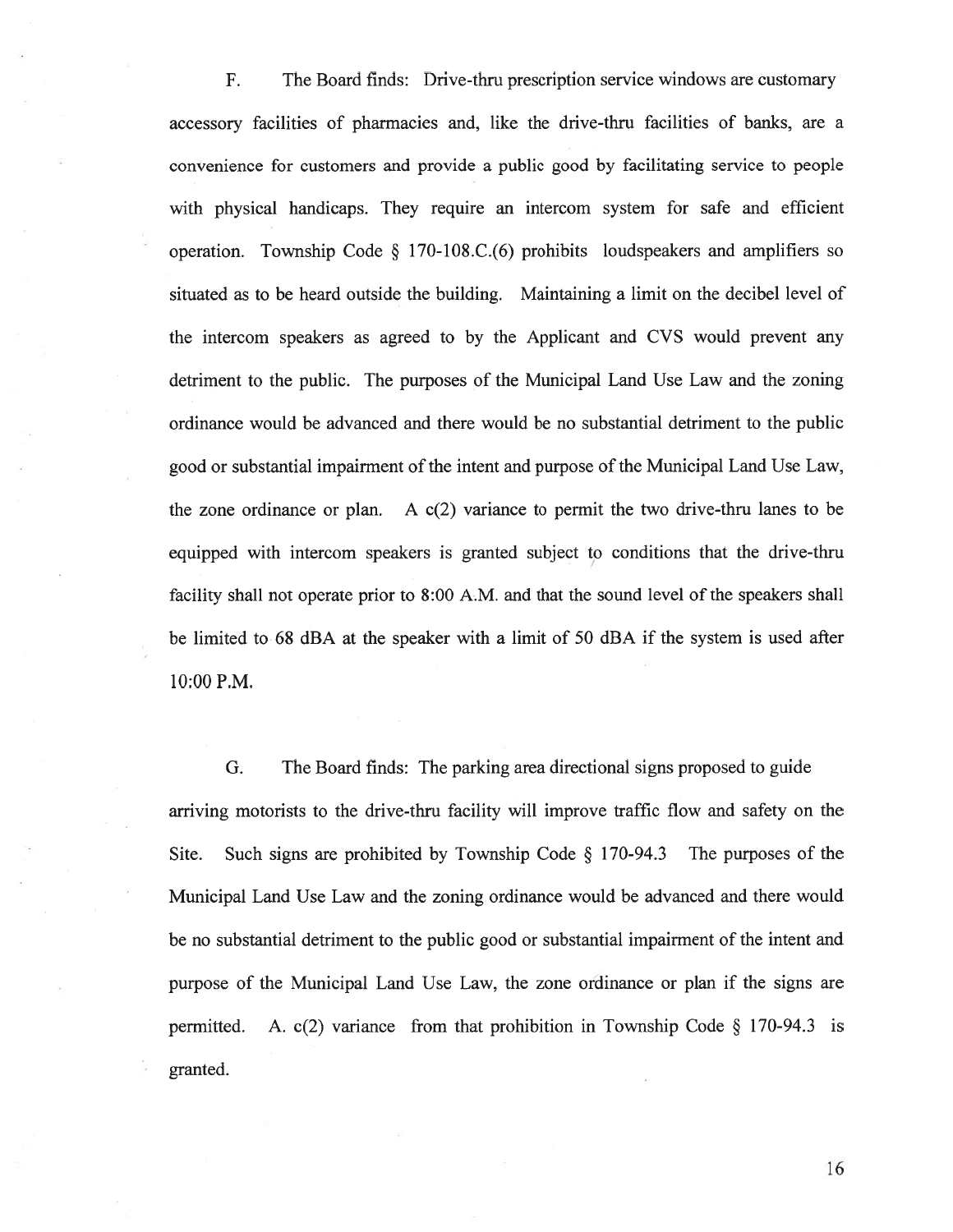F. The Board finds: Drive-thru prescription service windows are customary accessory facilities of pharmacies and, like the drive-thru facilities of banks, are a convenience for customers and provide a public good by facilitating service to people with physical handicaps. They require an intercom system for safe and efficient operation. Township Code § 170-108.C.(6) prohibits loudspeakers and amplifiers so situated as to be heard outside the building. Maintaining a limit on the decibel level of the intercom speakers as agreed to by the Applicant and CVS would prevent any detriment to the public. The purposes of the Municipal Land Use Law and the zoning ordinance would be advanced and there would be no substantial detriment to the public good or substantial impairment of the intent and purpose of the Municipal Land Use Law, the zone ordinance or plan. A c(2) variance to permit the two drive-thru lanes to be equipped with intercom speakers is granted subject to conditions that the drive-thru facility shall not operate prior to 8:00 A.M. and that the sound level of the speakers shall be limited to 68 dBA at the speaker with a limit of 50 dBA if the system is used after 10:00 P.M.

G. The Board finds: The parking area directional signs proposed to guide arriving motorists to the drive-thru facility will improve traffic flow and safety on the Site. Such signs are prohibited by Township Code § 170-94.3 The purposes of the Municipal Land Use Law and the zoning ordinance would be advanced and there would be no substantial detriment to the public good or substantial impairment of the intent and purpose of the Municipal Land Use Law, the zone ordinance or plan if the signs are permitted. A. c(2) variance from that prohibition in Township Code § 170-94.3 is granted.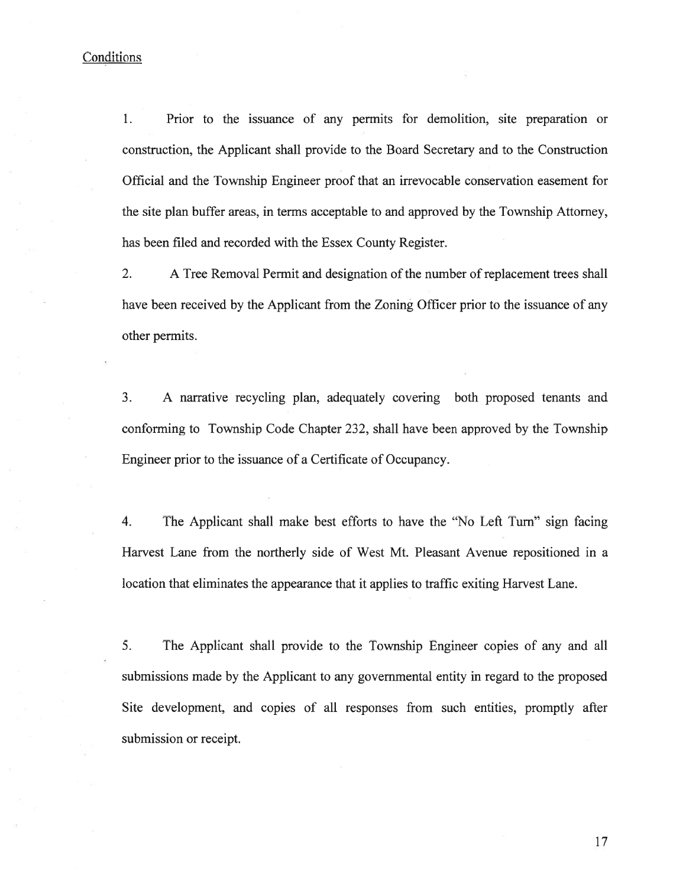Conditions

1. Prior to the issuance of any permits for demolition, site preparation or construction, the Applicant shall provide to the Board Secretary and to the Construction Official and the Township Engineer proof that an irrevocable conservation easement for the site plan buffer areas, in terms acceptable to and approved by the Township Attorney, has been filed and recorded with the Essex County Register.

2. A Tree Removal Permit and designation of the number of replacement trees shall have been received by the Applicant from the Zoning Officer prior to the issuance of any other permits.

3. A narrative recycling plan, adequately covering both proposed tenants and conforming to Township Code Chapter 232, shall have been approved by the Township Engineer prior to the issuance of a Certificate of Occupancy.

4. The Applicant shall make best efforts to have the "No Left Turn" sign facing Harvest Lane from the northerly side of West Mt. Pleasant Avenue repositioned in a location that eliminates the appearance that it applies to traffic exiting Harvest Lane.

5. The Applicant shall provide to the Township Engineer copies of any and all submissions made by the Applicant to any governmental entity in regard to the proposed Site development, and copies of all responses from such entities, promptly after submission or receipt.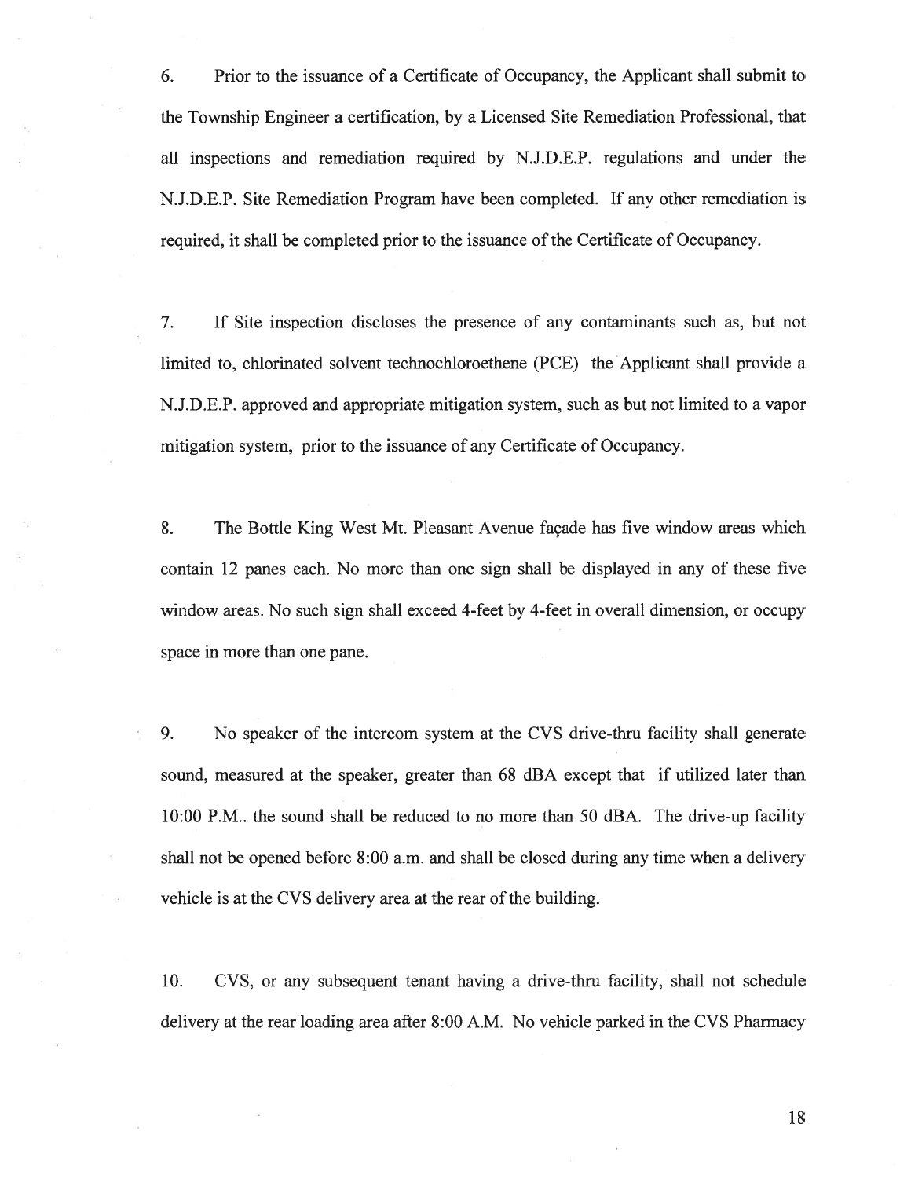6. Prior to the issuance of a Certificate of Occupancy, the Applicant shall submit to the Township Engineer a certification, by a Licensed Site Remediation Professional, that all inspections and remediation required by N.J.D.E.P. regulations and under the N.J.D.E.P. Site Remediation Program have been completed. If any other remediation is required, it shall be completed prior to the issuance of the Certificate of Occupancy.

7. If Site inspection discloses the presence of any contaminants such as, but not limited to, chlorinated solvent technochloroethene (PCE) the Applicant shall provide a N.J.D.E.P. approved and appropriate mitigation system, such as but not limited to a vapor mitigation system, prior to the issuance of any Certificate of Occupancy.

8. The Bottle King West Mt. Pleasant Avenue façade has five window areas which contain 12 panes each. No more than one sign shall be displayed in any of these five window areas. No such sign shall exceed 4-feet by 4-feet in overall dimension, or occupy space in more than one pane.

9. No speaker of the intercom system at the CVS drive-thru facility shall generate sound, measured at the speaker, greater than 68 dBA except that if utilized later than 10:00 P.M.. the sound shall be reduced to no more than 50 dBA. The drive-up facility shall not be opened before 8:00 a.m. and shall be closed during any time when a delivery vehicle is at the CVS delivery area at the rear of the building.

10. CVS, or any subsequent tenant having a drive-thru facility, shall not schedule delivery at the rear loading area after 8:00 A.M. No vehicle parked in the CVS Pharmacy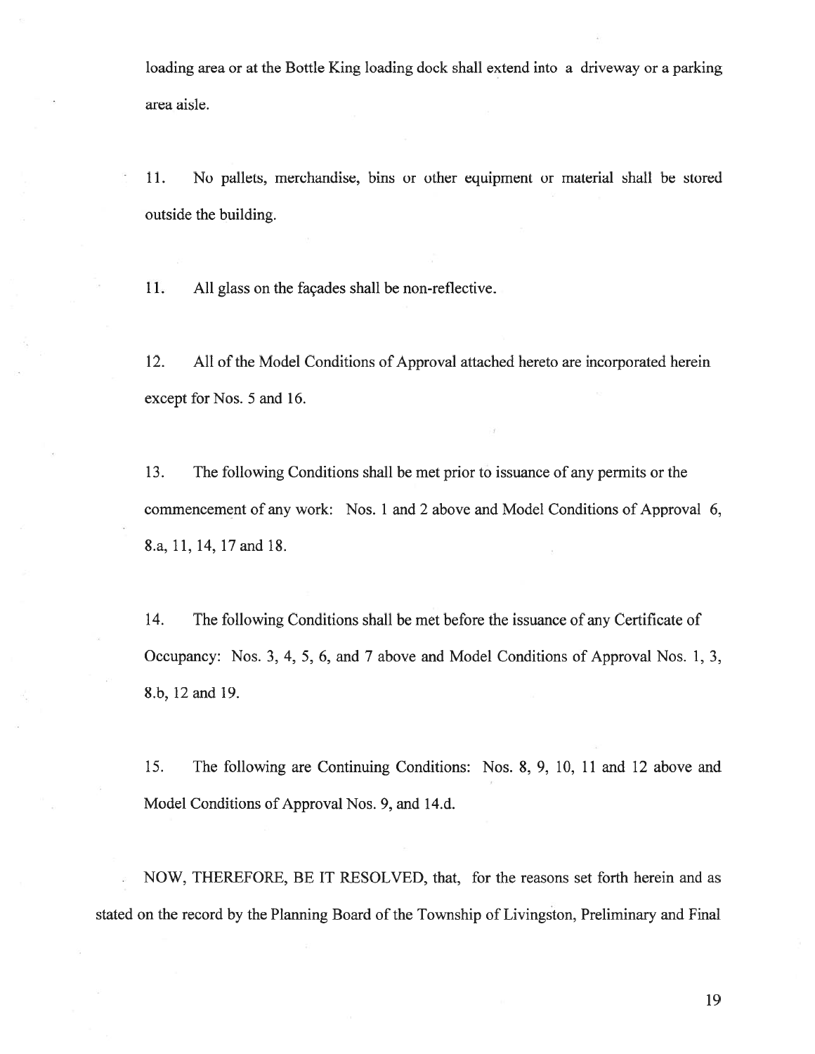loading area or at the Bottle King loading dock shall extend into a driveway or a parking area aisle.

11. No pallets, merchandise, bins or other equipment or material shall be stored outside the building.

11. All glass on the façades shall be non-reflective.

12. All of the Model Conditions of Approval attached hereto are incorporated herein except for Nos. 5 and 16.

13. The following Conditions shall be met prior to issuance of any permits or the commencement of any work: Nos. 1 and 2 above and Model Conditions of Approval 6, 8.a, 11, 14, 17 and 18.

14. The following Conditions shall be met before the issuance of any Certificate of Occupancy: Nos. 3, 4, 5, 6, and 7 above and Model Conditions of Approval Nos. 1, 3, 8.b, 12 and 19.

15. The following are Continuing Conditions: Nos. 8, 9, 10, 11 and 12 above and Model Conditions of Approval Nos. 9, and 14.d.

NOW, THEREFORE, BE IT RESOLVED, that, for the reasons set forth herein and as stated on the record by the Planning Board of the Township of Livingston, Preliminary and Final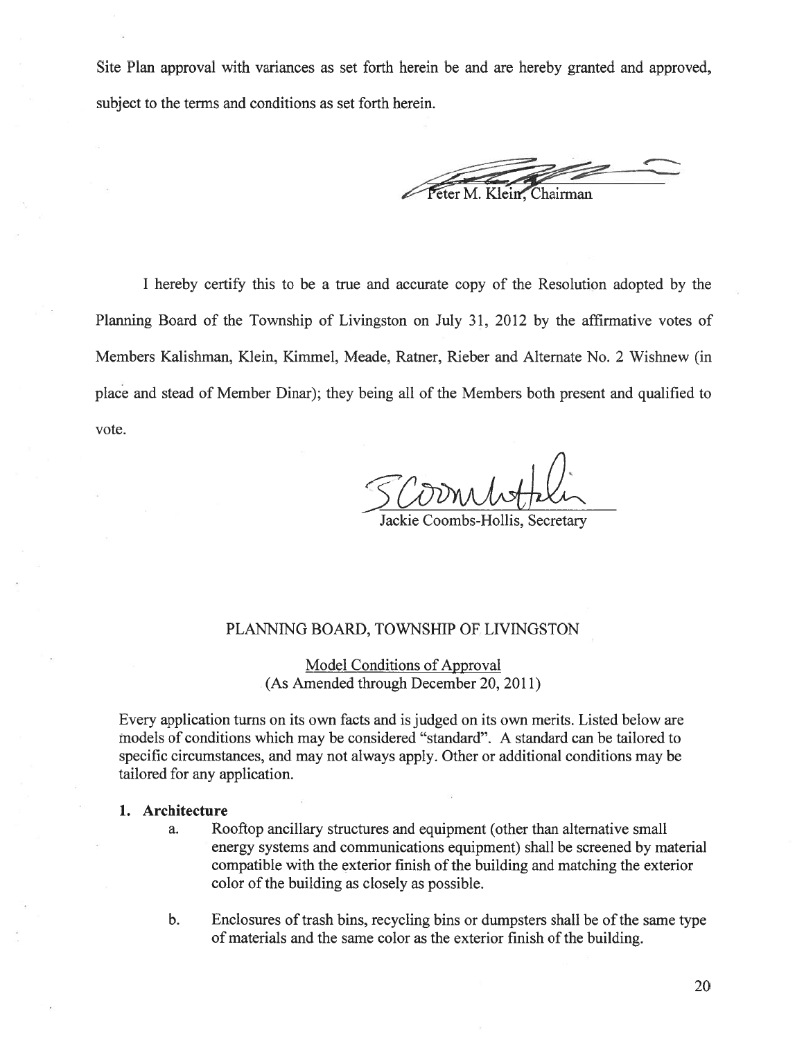Site Plan approval with variances as set forth herein be and are hereby granted and approved, subject to the terms and conditions as set forth herein.

Peter M. Klein, Chairman

I hereby certify this to be a true and accurate copy of the Resolution adopted by the Planning Board of the Township of Livingston on July 31, 2012 by the affirmative votes of Members Kalishman, Klein, Kimmel, Meade, Ratner, Rieber and Alternate No. 2 Wishnew (in place and stead of Member Dinar); they being all of the Members both present and qualified to vote.

Jackie Coombs-Hollis, Secretary

## PLANNING BOARD, TOWNSHIP OF LIVINGSTON

Model Conditions of Approval
(As Amended through December 20, 2011)

Every application turns on its own facts and is judged on its own merits. Listed below are models of conditions which may be considered "standard". A standard can be tailored to specific circumstances, and may not always apply. Other or additional conditions may be tailored for any application.

**1. Architecture**

a. Rooftop ancillary structures and equipment (other than alternative small energy systems and communications equipment) shall be screened by material compatible with the exterior finish of the building and matching the exterior color of the building as closely as possible.

b. Enclosures of trash bins, recycling bins or dumpsters shall be of the same type of materials and the same color as the exterior finish of the building.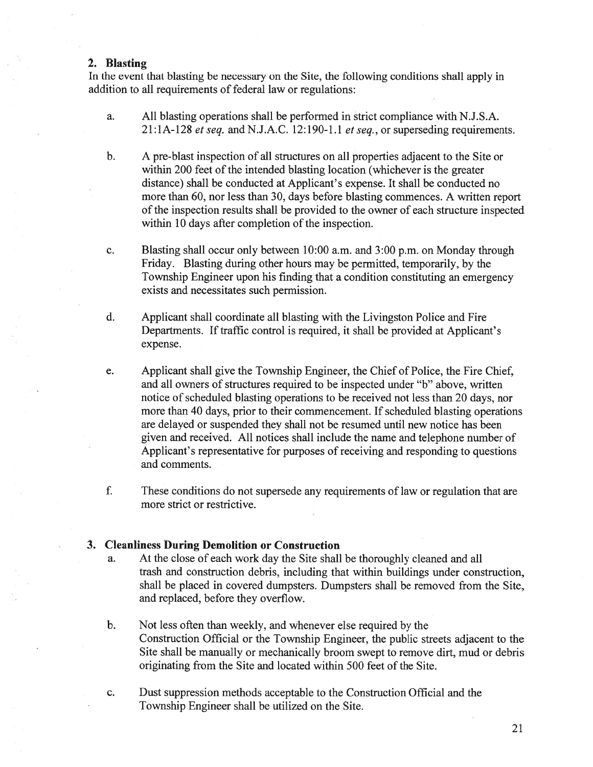## 2. Blasting

In the event that blasting be necessary on the Site, the following conditions shall apply in addition to all requirements of federal law or regulations:

a. All blasting operations shall be performed in strict compliance with N.J.S.A. 21:1A-128 *et seq.* and N.J.A.C. 12:190-1.1 *et seq.*, or superseding requirements.

b. A pre-blast inspection of all structures on all properties adjacent to the Site or within 200 feet of the intended blasting location (whichever is the greater distance) shall be conducted at Applicant's expense. It shall be conducted no more than 60, nor less than 30, days before blasting commences. A written report of the inspection results shall be provided to the owner of each structure inspected within 10 days after completion of the inspection.

c. Blasting shall occur only between 10:00 a.m. and 3:00 p.m. on Monday through Friday. Blasting during other hours may be permitted, temporarily, by the Township Engineer upon his finding that a condition constituting an emergency exists and necessitates such permission.

d. Applicant shall coordinate all blasting with the Livingston Police and Fire Departments. If traffic control is required, it shall be provided at Applicant's expense.

e. Applicant shall give the Township Engineer, the Chief of Police, the Fire Chief, and all owners of structures required to be inspected under "b" above, written notice of scheduled blasting operations to be received not less than 20 days, nor more than 40 days, prior to their commencement. If scheduled blasting operations are delayed or suspended they shall not be resumed until new notice has been given and received. All notices shall include the name and telephone number of Applicant's representative for purposes of receiving and responding to questions and comments.

f. These conditions do not supersede any requirements of law or regulation that are more strict or restrictive.

## 3. Cleanliness During Demolition or Construction

a. At the close of each work day the Site shall be thoroughly cleaned and all trash and construction debris, including that within buildings under construction, shall be placed in covered dumpsters. Dumpsters shall be removed from the Site, and replaced, before they overflow.

b. Not less often than weekly, and whenever else required by the Construction Official or the Township Engineer, the public streets adjacent to the Site shall be manually or mechanically broom swept to remove dirt, mud or debris originating from the Site and located within 500 feet of the Site.

c. Dust suppression methods acceptable to the Construction Official and the Township Engineer shall be utilized on the Site.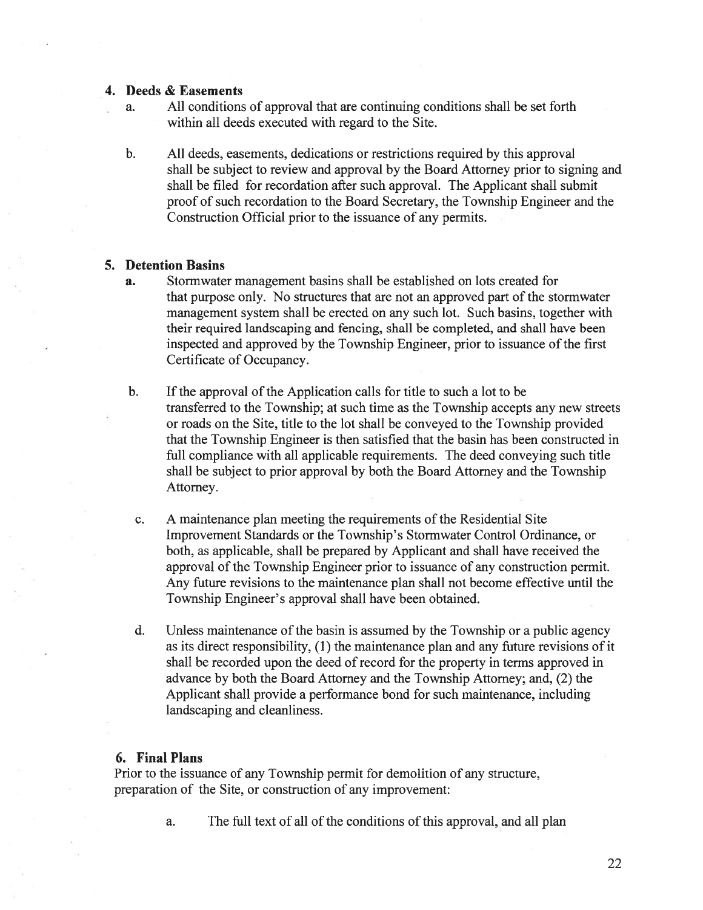**4. Deeds & Easements**

a. All conditions of approval that are continuing conditions shall be set forth within all deeds executed with regard to the Site.

b. All deeds, easements, dedications or restrictions required by this approval shall be subject to review and approval by the Board Attorney prior to signing and shall be filed for recordation after such approval. The Applicant shall submit proof of such recordation to the Board Secretary, the Township Engineer and the Construction Official prior to the issuance of any permits.

**5. Detention Basins**

a. Stormwater management basins shall be established on lots created for that purpose only. No structures that are not an approved part of the stormwater management system shall be erected on any such lot. Such basins, together with their required landscaping and fencing, shall be completed, and shall have been inspected and approved by the Township Engineer, prior to issuance of the first Certificate of Occupancy.

b. If the approval of the Application calls for title to such a lot to be transferred to the Township; at such time as the Township accepts any new streets or roads on the Site, title to the lot shall be conveyed to the Township provided that the Township Engineer is then satisfied that the basin has been constructed in full compliance with all applicable requirements. The deed conveying such title shall be subject to prior approval by both the Board Attorney and the Township Attorney.

c. A maintenance plan meeting the requirements of the Residential Site Improvement Standards or the Township's Stormwater Control Ordinance, or both, as applicable, shall be prepared by Applicant and shall have received the approval of the Township Engineer prior to issuance of any construction permit. Any future revisions to the maintenance plan shall not become effective until the Township Engineer's approval shall have been obtained.

d. Unless maintenance of the basin is assumed by the Township or a public agency as its direct responsibility, (1) the maintenance plan and any future revisions of it shall be recorded upon the deed of record for the property in terms approved in advance by both the Board Attorney and the Township Attorney; and, (2) the Applicant shall provide a performance bond for such maintenance, including landscaping and cleanliness.

**6. Final Plans**

Prior to the issuance of any Township permit for demolition of any structure, preparation of the Site, or construction of any improvement:

a. The full text of all of the conditions of this approval, and all plan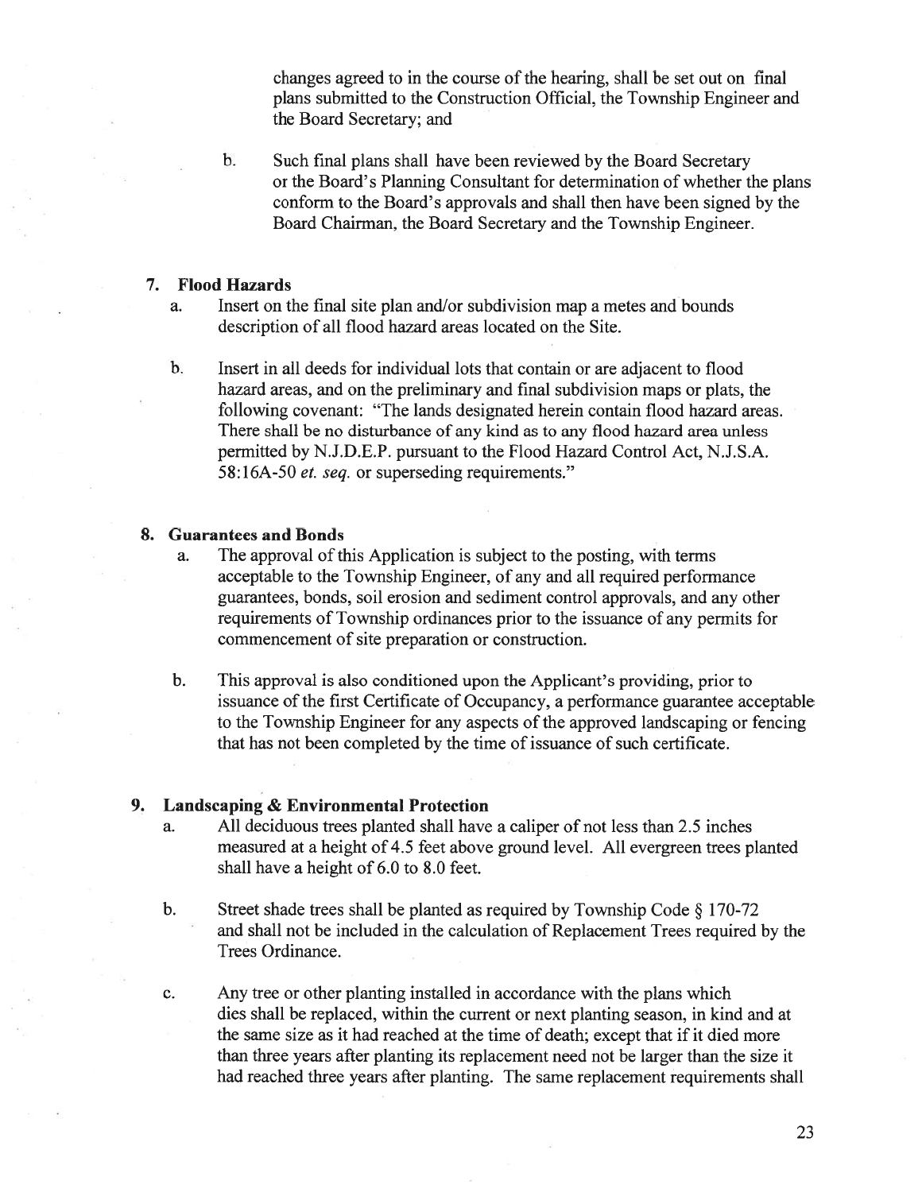changes agreed to in the course of the hearing, shall be set out on final plans submitted to the Construction Official, the Township Engineer and the Board Secretary; and

b. Such final plans shall have been reviewed by the Board Secretary or the Board's Planning Consultant for determination of whether the plans conform to the Board's approvals and shall then have been signed by the Board Chairman, the Board Secretary and the Township Engineer.

**7. Flood Hazards**

a. Insert on the final site plan and/or subdivision map a metes and bounds description of all flood hazard areas located on the Site.

b. Insert in all deeds for individual lots that contain or are adjacent to flood hazard areas, and on the preliminary and final subdivision maps or plats, the following covenant: "The lands designated herein contain flood hazard areas. There shall be no disturbance of any kind as to any flood hazard area unless permitted by N.J.D.E.P. pursuant to the Flood Hazard Control Act, N.J.S.A. 58:16A-50 *et. seq.* or superseding requirements."

**8. Guarantees and Bonds**

a. The approval of this Application is subject to the posting, with terms acceptable to the Township Engineer, of any and all required performance guarantees, bonds, soil erosion and sediment control approvals, and any other requirements of Township ordinances prior to the issuance of any permits for commencement of site preparation or construction.

b. This approval is also conditioned upon the Applicant's providing, prior to issuance of the first Certificate of Occupancy, a performance guarantee acceptable to the Township Engineer for any aspects of the approved landscaping or fencing that has not been completed by the time of issuance of such certificate.

**9. Landscaping & Environmental Protection**

a. All deciduous trees planted shall have a caliper of not less than 2.5 inches measured at a height of 4.5 feet above ground level. All evergreen trees planted shall have a height of 6.0 to 8.0 feet.

b. Street shade trees shall be planted as required by Township Code § 170-72 and shall not be included in the calculation of Replacement Trees required by the Trees Ordinance.

c. Any tree or other planting installed in accordance with the plans which dies shall be replaced, within the current or next planting season, in kind and at the same size as it had reached at the time of death; except that if it died more than three years after planting its replacement need not be larger than the size it had reached three years after planting. The same replacement requirements shall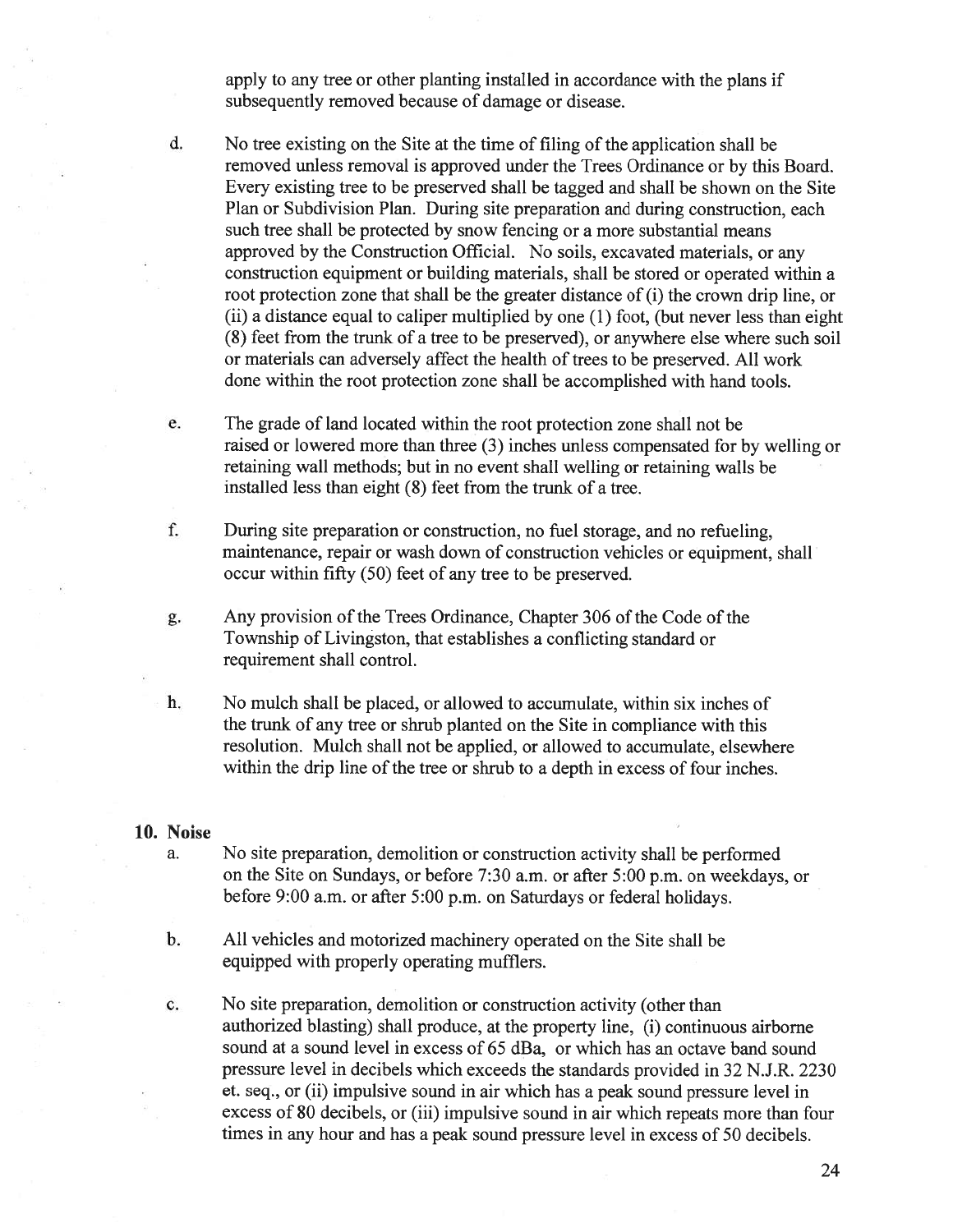apply to any tree or other planting installed in accordance with the plans if subsequently removed because of damage or disease.

d. No tree existing on the Site at the time of filing of the application shall be removed unless removal is approved under the Trees Ordinance or by this Board. Every existing tree to be preserved shall be tagged and shall be shown on the Site Plan or Subdivision Plan. During site preparation and during construction, each such tree shall be protected by snow fencing or a more substantial means approved by the Construction Official. No soils, excavated materials, or any construction equipment or building materials, shall be stored or operated within a root protection zone that shall be the greater distance of (i) the crown drip line, or (ii) a distance equal to caliper multiplied by one (1) foot, (but never less than eight (8) feet from the trunk of a tree to be preserved), or anywhere else where such soil or materials can adversely affect the health of trees to be preserved. All work done within the root protection zone shall be accomplished with hand tools.

e. The grade of land located within the root protection zone shall not be raised or lowered more than three (3) inches unless compensated for by welling or retaining wall methods; but in no event shall welling or retaining walls be installed less than eight (8) feet from the trunk of a tree.

f. During site preparation or construction, no fuel storage, and no refueling, maintenance, repair or wash down of construction vehicles or equipment, shall occur within fifty (50) feet of any tree to be preserved.

g. Any provision of the Trees Ordinance, Chapter 306 of the Code of the Township of Livingston, that establishes a conflicting standard or requirement shall control.

h. No mulch shall be placed, or allowed to accumulate, within six inches of the trunk of any tree or shrub planted on the Site in compliance with this resolution. Mulch shall not be applied, or allowed to accumulate, elsewhere within the drip line of the tree or shrub to a depth in excess of four inches.

**10. Noise**

a. No site preparation, demolition or construction activity shall be performed on the Site on Sundays, or before 7:30 a.m. or after 5:00 p.m. on weekdays, or before 9:00 a.m. or after 5:00 p.m. on Saturdays or federal holidays.

b. All vehicles and motorized machinery operated on the Site shall be equipped with properly operating mufflers.

c. No site preparation, demolition or construction activity (other than authorized blasting) shall produce, at the property line, (i) continuous airborne sound at a sound level in excess of 65 dBa, or which has an octave band sound pressure level in decibels which exceeds the standards provided in 32 N.J.R. 2230 et. seq., or (ii) impulsive sound in air which has a peak sound pressure level in excess of 80 decibels, or (iii) impulsive sound in air which repeats more than four times in any hour and has a peak sound pressure level in excess of 50 decibels.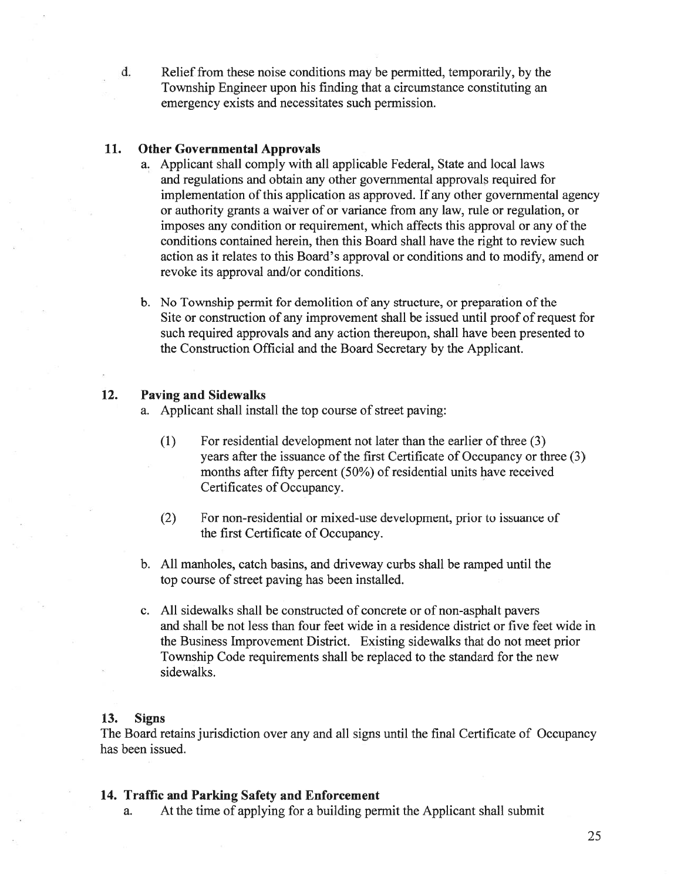d. Relief from these noise conditions may be permitted, temporarily, by the Township Engineer upon his finding that a circumstance constituting an emergency exists and necessitates such permission.

### 11. Other Governmental Approvals

a. Applicant shall comply with all applicable Federal, State and local laws and regulations and obtain any other governmental approvals required for implementation of this application as approved. If any other governmental agency or authority grants a waiver of or variance from any law, rule or regulation, or imposes any condition or requirement, which affects this approval or any of the conditions contained herein, then this Board shall have the right to review such action as it relates to this Board's approval or conditions and to modify, amend or revoke its approval and/or conditions.

b. No Township permit for demolition of any structure, or preparation of the Site or construction of any improvement shall be issued until proof of request for such required approvals and any action thereupon, shall have been presented to the Construction Official and the Board Secretary by the Applicant.

### 12. Paving and Sidewalks

a. Applicant shall install the top course of street paving:

(1) For residential development not later than the earlier of three (3) years after the issuance of the first Certificate of Occupancy or three (3) months after fifty percent (50%) of residential units have received Certificates of Occupancy.

(2) For non-residential or mixed-use development, prior to issuance of the first Certificate of Occupancy.

b. All manholes, catch basins, and driveway curbs shall be ramped until the top course of street paving has been installed.

c. All sidewalks shall be constructed of concrete or of non-asphalt pavers and shall be not less than four feet wide in a residence district or five feet wide in the Business Improvement District. Existing sidewalks that do not meet prior Township Code requirements shall be replaced to the standard for the new sidewalks.

### 13. Signs

The Board retains jurisdiction over any and all signs until the final Certificate of Occupancy has been issued.

### 14. Traffic and Parking Safety and Enforcement

a. At the time of applying for a building permit the Applicant shall submit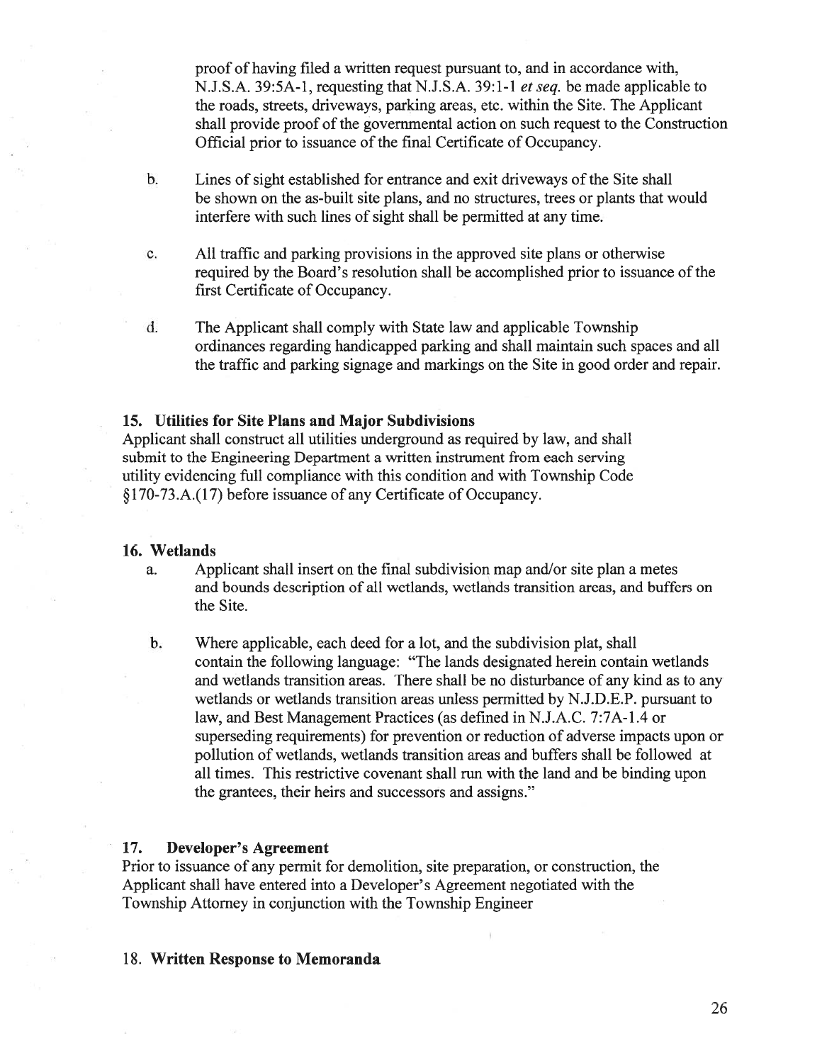proof of having filed a written request pursuant to, and in accordance with, N.J.S.A. 39:5A-1, requesting that N.J.S.A. 39:1-1 *et seq.* be made applicable to the roads, streets, driveways, parking areas, etc. within the Site. The Applicant shall provide proof of the governmental action on such request to the Construction Official prior to issuance of the final Certificate of Occupancy.

b. Lines of sight established for entrance and exit driveways of the Site shall be shown on the as-built site plans, and no structures, trees or plants that would interfere with such lines of sight shall be permitted at any time.

c. All traffic and parking provisions in the approved site plans or otherwise required by the Board's resolution shall be accomplished prior to issuance of the first Certificate of Occupancy.

d. The Applicant shall comply with State law and applicable Township ordinances regarding handicapped parking and shall maintain such spaces and all the traffic and parking signage and markings on the Site in good order and repair.

**15. Utilities for Site Plans and Major Subdivisions**

Applicant shall construct all utilities underground as required by law, and shall submit to the Engineering Department a written instrument from each serving utility evidencing full compliance with this condition and with Township Code §170-73.A.(17) before issuance of any Certificate of Occupancy.

**16. Wetlands**

a. Applicant shall insert on the final subdivision map and/or site plan a metes and bounds description of all wetlands, wetlands transition areas, and buffers on the Site.

b. Where applicable, each deed for a lot, and the subdivision plat, shall contain the following language: "The lands designated herein contain wetlands and wetlands transition areas. There shall be no disturbance of any kind as to any wetlands or wetlands transition areas unless permitted by N.J.D.E.P. pursuant to law, and Best Management Practices (as defined in N.J.A.C. 7:7A-1.4 or superseding requirements) for prevention or reduction of adverse impacts upon or pollution of wetlands, wetlands transition areas and buffers shall be followed at all times. This restrictive covenant shall run with the land and be binding upon the grantees, their heirs and successors and assigns."

**17. Developer's Agreement**

Prior to issuance of any permit for demolition, site preparation, or construction, the Applicant shall have entered into a Developer's Agreement negotiated with the Township Attorney in conjunction with the Township Engineer

18. **Written Response to Memoranda**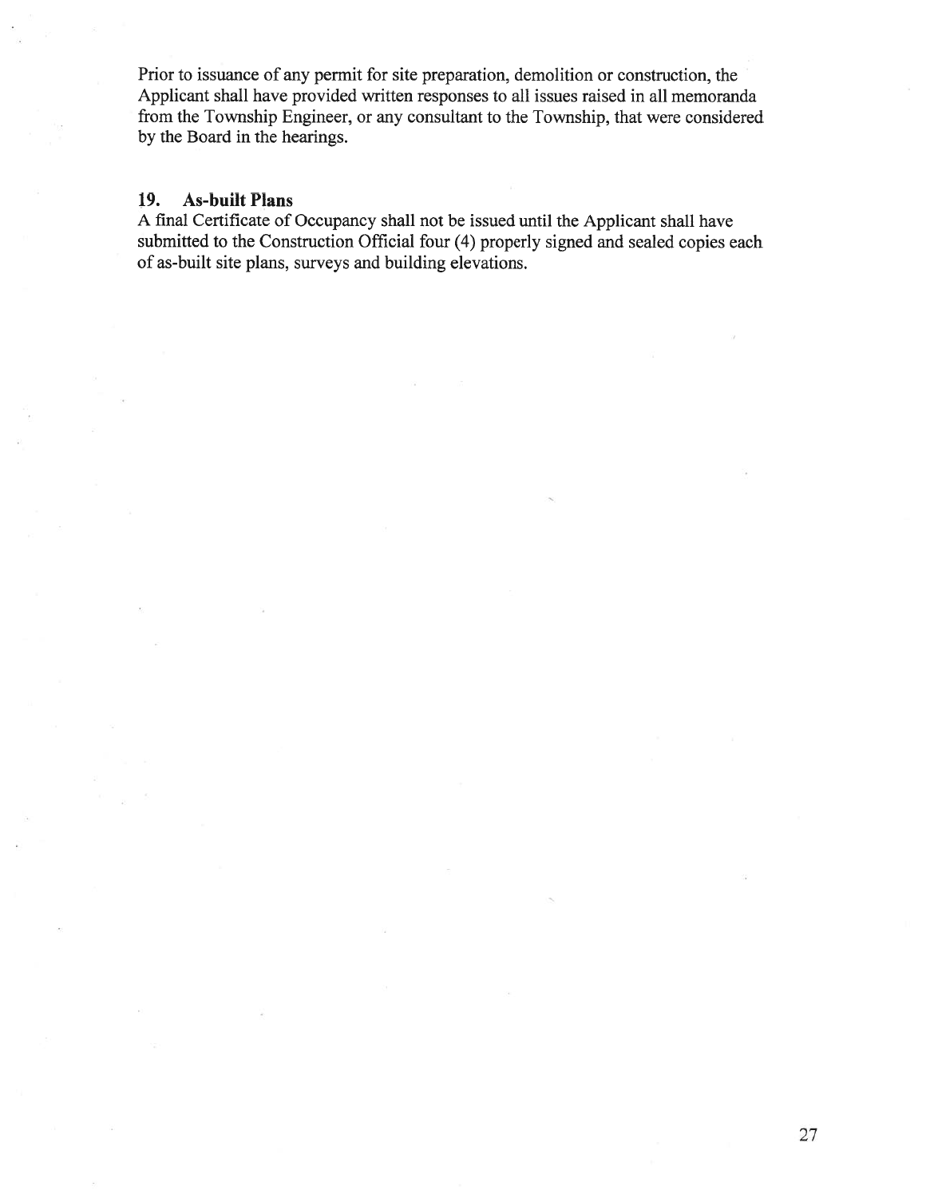Prior to issuance of any permit for site preparation, demolition or construction, the Applicant shall have provided written responses to all issues raised in all memoranda from the Township Engineer, or any consultant to the Township, that were considered by the Board in the hearings.

### 19. As-built Plans

A final Certificate of Occupancy shall not be issued until the Applicant shall have submitted to the Construction Official four (4) properly signed and sealed copies each of as-built site plans, surveys and building elevations.